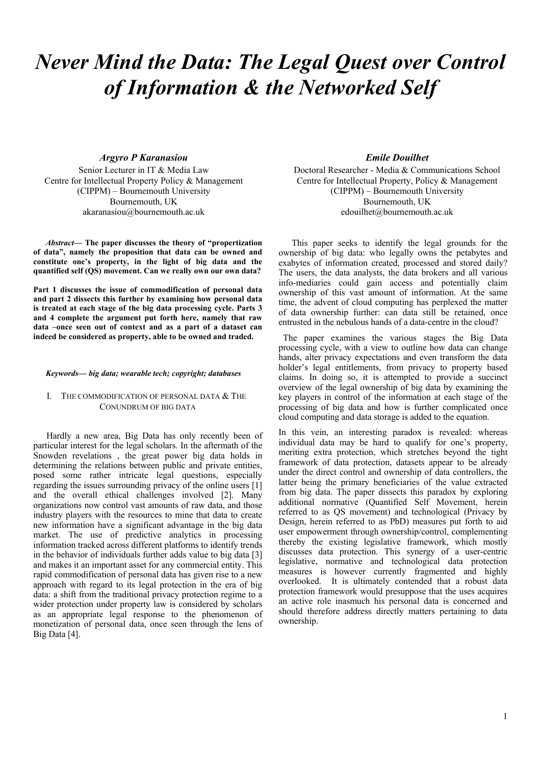# *Never Mind the Data: The Legal Quest over Control of Information & the Networked Self*

***Argyro P Karanasiou***
Senior Lecturer in IT & Media Law
Centre for Intellectual Property Policy & Management
(CIPPM) – Bournemouth University
Bournemouth, UK
akaranasiou@bournemouth.ac.uk

***Emile Douilhet***
Doctoral Researcher - Media & Communications School
Centre for Intellectual Property, Policy & Management
(CIPPM) – Bournemouth University
Bournemouth, UK
edouilhet@bournemouth.ac.uk

***Abstract*— The paper discusses the theory of "propertization of data", namely the proposition that data can be owned and constitute one's property, in the light of big data and the quantified self (QS) movement. Can we really own our own data?**

**Part 1 discusses the issue of commodification of personal data and part 2 dissects this further by examining how personal data is treated at each stage of the big data processing cycle. Parts 3 and 4 complete the argument put forth here, namely that raw data –once seen out of context and as a part of a dataset can indeed be considered as property, able to be owned and traded.**

***Keywords*— *big data; wearable tech; copyright; databases***

## I. The Commodification of Personal Data & The Conundrum of Big Data

Hardly a new area, Big Data has only recently been of particular interest for the legal scholars. In the aftermath of the Snowden revelations , the great power big data holds in determining the relations between public and private entities, posed some rather intricate legal questions, especially regarding the issues surrounding privacy of the online users [1] and the overall ethical challenges involved [2]. Many organizations now control vast amounts of raw data, and those industry players with the resources to mine that data to create new information have a significant advantage in the big data market. The use of predictive analytics in processing information tracked across different platforms to identify trends in the behavior of individuals further adds value to big data [3] and makes it an important asset for any commercial entity. This rapid commodification of personal data has given rise to a new approach with regard to its legal protection in the era of big data: a shift from the traditional privacy protection regime to a wider protection under property law is considered by scholars as an appropriate legal response to the phenomenon of monetization of personal data, once seen through the lens of Big Data [4].

This paper seeks to identify the legal grounds for the ownership of big data: who legally owns the petabytes and exabytes of information created, processed and stored daily? The users, the data analysts, the data brokers and all various info-mediaries could gain access and potentially claim ownership of this vast amount of information. At the same time, the advent of cloud computing has perplexed the matter of data ownership further: can data still be retained, once entrusted in the nebulous hands of a data-centre in the cloud?

The paper examines the various stages the Big Data processing cycle, with a view to outline how data can change hands, alter privacy expectations and even transform the data holder's legal entitlements, from privacy to property based claims. In doing so, it is attempted to provide a succinct overview of the legal ownership of big data by examining the key players in control of the information at each stage of the processing of big data and how is further complicated once cloud computing and data storage is added to the equation.

In this vein, an interesting paradox is revealed: whereas individual data may be hard to qualify for one's property, meriting extra protection, which stretches beyond the tight framework of data protection, datasets appear to be already under the direct control and ownership of data controllers, the latter being the primary beneficiaries of the value extracted from big data. The paper dissects this paradox by exploring additional normative (Quantified Self Movement, herein referred to as QS movement) and technological (Privacy by Design, herein referred to as PbD) measures put forth to aid user empowerment through ownership/control, complementing thereby the existing legislative framework, which mostly discusses data protection. This synergy of a user-centric legislative, normative and technological data protection measures is however currently fragmented and highly overlooked. It is ultimately contended that a robust data protection framework would presuppose that the uses acquires an active role inasmuch his personal data is concerned and should therefore address directly matters pertaining to data ownership.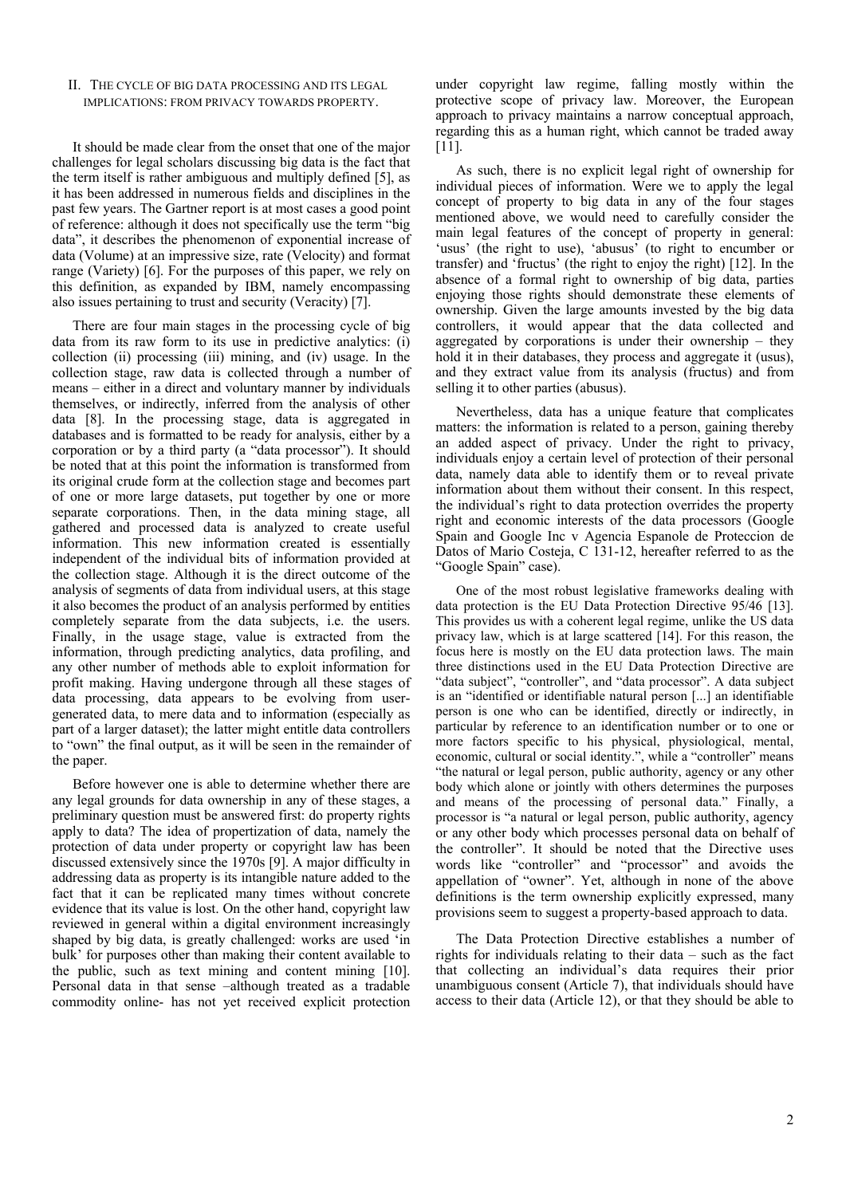## II. The Cycle of Big Data Processing and Its Legal Implications: From Privacy Towards Property.

It should be made clear from the onset that one of the major challenges for legal scholars discussing big data is the fact that the term itself is rather ambiguous and multiply defined [5], as it has been addressed in numerous fields and disciplines in the past few years. The Gartner report is at most cases a good point of reference: although it does not specifically use the term "big data", it describes the phenomenon of exponential increase of data (Volume) at an impressive size, rate (Velocity) and format range (Variety) [6]. For the purposes of this paper, we rely on this definition, as expanded by IBM, namely encompassing also issues pertaining to trust and security (Veracity) [7].

There are four main stages in the processing cycle of big data from its raw form to its use in predictive analytics: (i) collection (ii) processing (iii) mining, and (iv) usage. In the collection stage, raw data is collected through a number of means – either in a direct and voluntary manner by individuals themselves, or indirectly, inferred from the analysis of other data [8]. In the processing stage, data is aggregated in databases and is formatted to be ready for analysis, either by a corporation or by a third party (a "data processor"). It should be noted that at this point the information is transformed from its original crude form at the collection stage and becomes part of one or more large datasets, put together by one or more separate corporations. Then, in the data mining stage, all gathered and processed data is analyzed to create useful information. This new information created is essentially independent of the individual bits of information provided at the collection stage. Although it is the direct outcome of the analysis of segments of data from individual users, at this stage it also becomes the product of an analysis performed by entities completely separate from the data subjects, i.e. the users. Finally, in the usage stage, value is extracted from the information, through predicting analytics, data profiling, and any other number of methods able to exploit information for profit making. Having undergone through all these stages of data processing, data appears to be evolving from user-generated data, to mere data and to information (especially as part of a larger dataset); the latter might entitle data controllers to "own" the final output, as it will be seen in the remainder of the paper.

Before however one is able to determine whether there are any legal grounds for data ownership in any of these stages, a preliminary question must be answered first: do property rights apply to data? The idea of propertization of data, namely the protection of data under property or copyright law has been discussed extensively since the 1970s [9]. A major difficulty in addressing data as property is its intangible nature added to the fact that it can be replicated many times without concrete evidence that its value is lost. On the other hand, copyright law reviewed in general within a digital environment increasingly shaped by big data, is greatly challenged: works are used 'in bulk' for purposes other than making their content available to the public, such as text mining and content mining [10]. Personal data in that sense –although treated as a tradable commodity online- has not yet received explicit protection under copyright law regime, falling mostly within the protective scope of privacy law. Moreover, the European approach to privacy maintains a narrow conceptual approach, regarding this as a human right, which cannot be traded away [11].

As such, there is no explicit legal right of ownership for individual pieces of information. Were we to apply the legal concept of property to big data in any of the four stages mentioned above, we would need to carefully consider the main legal features of the concept of property in general: 'usus' (the right to use), 'abusus' (to right to encumber or transfer) and 'fructus' (the right to enjoy the right) [12]. In the absence of a formal right to ownership of big data, parties enjoying those rights should demonstrate these elements of ownership. Given the large amounts invested by the big data controllers, it would appear that the data collected and aggregated by corporations is under their ownership – they hold it in their databases, they process and aggregate it (usus), and they extract value from its analysis (fructus) and from selling it to other parties (abusus).

Nevertheless, data has a unique feature that complicates matters: the information is related to a person, gaining thereby an added aspect of privacy. Under the right to privacy, individuals enjoy a certain level of protection of their personal data, namely data able to identify them or to reveal private information about them without their consent. In this respect, the individual's right to data protection overrides the property right and economic interests of the data processors (Google Spain and Google Inc v Agencia Espanole de Proteccion de Datos of Mario Costeja, C 131-12, hereafter referred to as the "Google Spain" case).

One of the most robust legislative frameworks dealing with data protection is the EU Data Protection Directive 95/46 [13]. This provides us with a coherent legal regime, unlike the US data privacy law, which is at large scattered [14]. For this reason, the focus here is mostly on the EU data protection laws. The main three distinctions used in the EU Data Protection Directive are "data subject", "controller", and "data processor". A data subject is an "identified or identifiable natural person [...] an identifiable person is one who can be identified, directly or indirectly, in particular by reference to an identification number or to one or more factors specific to his physical, physiological, mental, economic, cultural or social identity.", while a "controller" means "the natural or legal person, public authority, agency or any other body which alone or jointly with others determines the purposes and means of the processing of personal data." Finally, a processor is "a natural or legal person, public authority, agency or any other body which processes personal data on behalf of the controller". It should be noted that the Directive uses words like "controller" and "processor" and avoids the appellation of "owner". Yet, although in none of the above definitions is the term ownership explicitly expressed, many provisions seem to suggest a property-based approach to data.

The Data Protection Directive establishes a number of rights for individuals relating to their data – such as the fact that collecting an individual's data requires their prior unambiguous consent (Article 7), that individuals should have access to their data (Article 12), or that they should be able to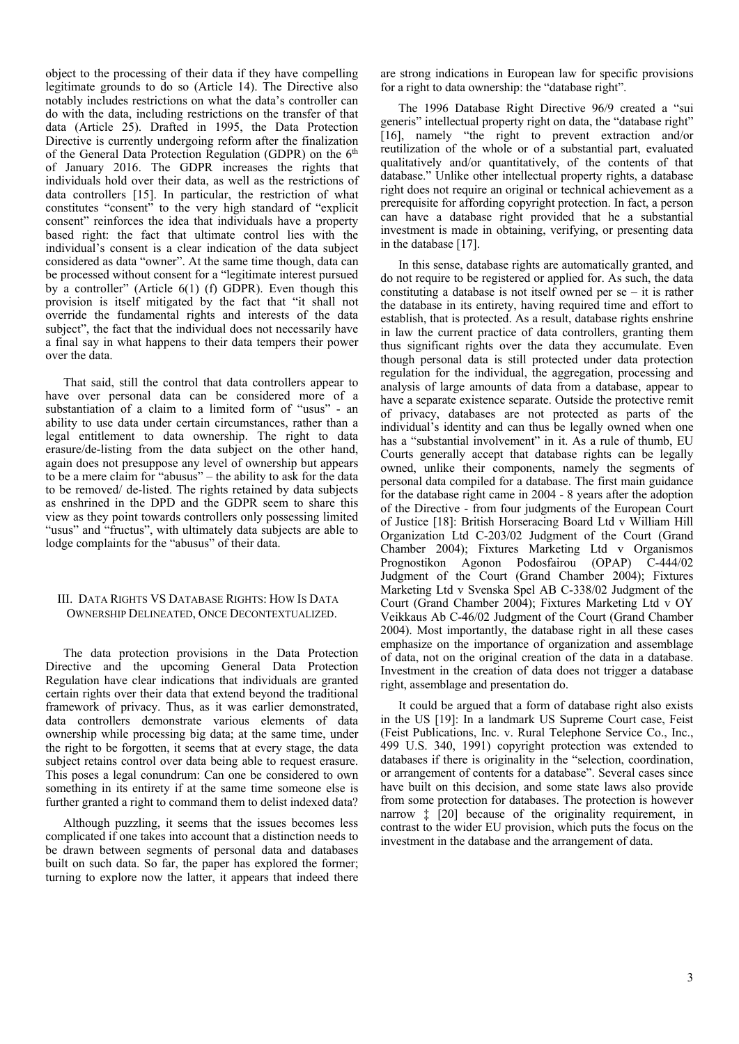object to the processing of their data if they have compelling legitimate grounds to do so (Article 14). The Directive also notably includes restrictions on what the data's controller can do with the data, including restrictions on the transfer of that data (Article 25). Drafted in 1995, the Data Protection Directive is currently undergoing reform after the finalization of the General Data Protection Regulation (GDPR) on the 6th of January 2016. The GDPR increases the rights that individuals hold over their data, as well as the restrictions of data controllers [15]. In particular, the restriction of what constitutes "consent" to the very high standard of "explicit consent" reinforces the idea that individuals have a property based right: the fact that ultimate control lies with the individual's consent is a clear indication of the data subject considered as data "owner". At the same time though, data can be processed without consent for a "legitimate interest pursued by a controller" (Article 6(1) (f) GDPR). Even though this provision is itself mitigated by the fact that "it shall not override the fundamental rights and interests of the data subject", the fact that the individual does not necessarily have a final say in what happens to their data tempers their power over the data.

That said, still the control that data controllers appear to have over personal data can be considered more of a substantiation of a claim to a limited form of "usus" - an ability to use data under certain circumstances, rather than a legal entitlement to data ownership. The right to data erasure/de-listing from the data subject on the other hand, again does not presuppose any level of ownership but appears to be a mere claim for "abusus" – the ability to ask for the data to be removed/ de-listed. The rights retained by data subjects as enshrined in the DPD and the GDPR seem to share this view as they point towards controllers only possessing limited "usus" and "fructus", with ultimately data subjects are able to lodge complaints for the "abusus" of their data.

## III. Data Rights VS Database Rights: How Is Data Ownership Delineated, Once Decontextualized.

The data protection provisions in the Data Protection Directive and the upcoming General Data Protection Regulation have clear indications that individuals are granted certain rights over their data that extend beyond the traditional framework of privacy. Thus, as it was earlier demonstrated, data controllers demonstrate various elements of data ownership while processing big data; at the same time, under the right to be forgotten, it seems that at every stage, the data subject retains control over data being able to request erasure. This poses a legal conundrum: Can one be considered to own something in its entirety if at the same time someone else is further granted a right to command them to delist indexed data?

Although puzzling, it seems that the issues becomes less complicated if one takes into account that a distinction needs to be drawn between segments of personal data and databases built on such data. So far, the paper has explored the former; turning to explore now the latter, it appears that indeed there are strong indications in European law for specific provisions for a right to data ownership: the "database right".

The 1996 Database Right Directive 96/9 created a "sui generis" intellectual property right on data, the "database right" [16], namely "the right to prevent extraction and/or reutilization of the whole or of a substantial part, evaluated qualitatively and/or quantitatively, of the contents of that database." Unlike other intellectual property rights, a database right does not require an original or technical achievement as a prerequisite for affording copyright protection. In fact, a person can have a database right provided that he a substantial investment is made in obtaining, verifying, or presenting data in the database [17].

In this sense, database rights are automatically granted, and do not require to be registered or applied for. As such, the data constituting a database is not itself owned per se – it is rather the database in its entirety, having required time and effort to establish, that is protected. As a result, database rights enshrine in law the current practice of data controllers, granting them thus significant rights over the data they accumulate. Even though personal data is still protected under data protection regulation for the individual, the aggregation, processing and analysis of large amounts of data from a database, appear to have a separate existence separate. Outside the protective remit of privacy, databases are not protected as parts of the individual's identity and can thus be legally owned when one has a "substantial involvement" in it. As a rule of thumb, EU Courts generally accept that database rights can be legally owned, unlike their components, namely the segments of personal data compiled for a database. The first main guidance for the database right came in 2004 - 8 years after the adoption of the Directive - from four judgments of the European Court of Justice [18]: British Horseracing Board Ltd v William Hill Organization Ltd C-203/02 Judgment of the Court (Grand Chamber 2004); Fixtures Marketing Ltd v Organismos Prognostikon Agonon Podosfairou (OPAP) C-444/02 Judgment of the Court (Grand Chamber 2004); Fixtures Marketing Ltd v Svenska Spel AB C-338/02 Judgment of the Court (Grand Chamber 2004); Fixtures Marketing Ltd v OY Veikkaus Ab C-46/02 Judgment of the Court (Grand Chamber 2004). Most importantly, the database right in all these cases emphasize on the importance of organization and assemblage of data, not on the original creation of the data in a database. Investment in the creation of data does not trigger a database right, assemblage and presentation do.

It could be argued that a form of database right also exists in the US [19]: In a landmark US Supreme Court case, Feist (Feist Publications, Inc. v. Rural Telephone Service Co., Inc., 499 U.S. 340, 1991) copyright protection was extended to databases if there is originality in the "selection, coordination, or arrangement of contents for a database". Several cases since have built on this decision, and some state laws also provide from some protection for databases. The protection is however narrow ‡ [20] because of the originality requirement, in contrast to the wider EU provision, which puts the focus on the investment in the database and the arrangement of data.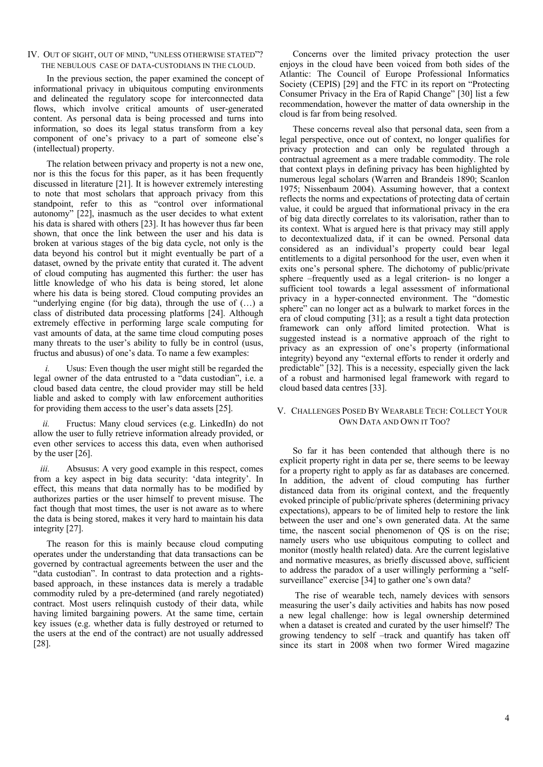## IV. Out of sight, out of mind, "unless otherwise stated"? The nebulous case of data-custodians in the cloud.

In the previous section, the paper examined the concept of informational privacy in ubiquitous computing environments and delineated the regulatory scope for interconnected data flows, which involve critical amounts of user-generated content. As personal data is being processed and turns into information, so does its legal status transform from a key component of one's privacy to a part of someone else's (intellectual) property.

The relation between privacy and property is not a new one, nor is this the focus for this paper, as it has been frequently discussed in literature [21]. It is however extremely interesting to note that most scholars that approach privacy from this standpoint, refer to this as "control over informational autonomy" [22], inasmuch as the user decides to what extent his data is shared with others [23]. It has however thus far been shown, that once the link between the user and his data is broken at various stages of the big data cycle, not only is the data beyond his control but it might eventually be part of a dataset, owned by the private entity that curated it. The advent of cloud computing has augmented this further: the user has little knowledge of who his data is being stored, let alone where his data is being stored. Cloud computing provides an "underlying engine (for big data), through the use of (…) a class of distributed data processing platforms [24]. Although extremely effective in performing large scale computing for vast amounts of data, at the same time cloud computing poses many threats to the user's ability to fully be in control (usus, fructus and abusus) of one's data. To name a few examples:

*i.* Usus: Even though the user might still be regarded the legal owner of the data entrusted to a "data custodian", i.e. a cloud based data centre, the cloud provider may still be held liable and asked to comply with law enforcement authorities for providing them access to the user's data assets [25].

*ii.* Fructus: Many cloud services (e.g. LinkedIn) do not allow the user to fully retrieve information already provided, or even other services to access this data, even when authorised by the user [26].

*iii.* Absusus: A very good example in this respect, comes from a key aspect in big data security: 'data integrity'. In effect, this means that data normally has to be modified by authorizes parties or the user himself to prevent misuse. The fact though that most times, the user is not aware as to where the data is being stored, makes it very hard to maintain his data integrity [27].

The reason for this is mainly because cloud computing operates under the understanding that data transactions can be governed by contractual agreements between the user and the "data custodian". In contrast to data protection and a rights-based approach, in these instances data is merely a tradable commodity ruled by a pre-determined (and rarely negotiated) contract. Most users relinquish custody of their data, while having limited bargaining powers. At the same time, certain key issues (e.g. whether data is fully destroyed or returned to the users at the end of the contract) are not usually addressed [28].

Concerns over the limited privacy protection the user enjoys in the cloud have been voiced from both sides of the Atlantic: The Council of Europe Professional Informatics Society (CEPIS) [29] and the FTC in its report on "Protecting Consumer Privacy in the Era of Rapid Change" [30] list a few recommendation, however the matter of data ownership in the cloud is far from being resolved.

These concerns reveal also that personal data, seen from a legal perspective, once out of context, no longer qualifies for privacy protection and can only be regulated through a contractual agreement as a mere tradable commodity. The role that context plays in defining privacy has been highlighted by numerous legal scholars (Warren and Brandeis 1890; Scanlon 1975; Nissenbaum 2004). Assuming however, that a context reflects the norms and expectations of protecting data of certain value, it could be argued that informational privacy in the era of big data directly correlates to its valorisation, rather than to its context. What is argued here is that privacy may still apply to decontextualized data, if it can be owned. Personal data considered as an individual's property could bear legal entitlements to a digital personhood for the user, even when it exits one's personal sphere. The dichotomy of public/private sphere –frequently used as a legal criterion- is no longer a sufficient tool towards a legal assessment of informational privacy in a hyper-connected environment. The "domestic sphere" can no longer act as a bulwark to market forces in the era of cloud computing [31]; as a result a tight data protection framework can only afford limited protection. What is suggested instead is a normative approach of the right to privacy as an expression of one's property (informational integrity) beyond any "external efforts to render it orderly and predictable" [32]. This is a necessity, especially given the lack of a robust and harmonised legal framework with regard to cloud based data centres [33].

## V. Challenges Posed By Wearable Tech: Collect Your Own Data and Own it Too?

So far it has been contended that although there is no explicit property right in data per se, there seems to be leeway for a property right to apply as far as databases are concerned. In addition, the advent of cloud computing has further distanced data from its original context, and the frequently evoked principle of public/private spheres (determining privacy expectations), appears to be of limited help to restore the link between the user and one's own generated data. At the same time, the nascent social phenomenon of QS is on the rise; namely users who use ubiquitous computing to collect and monitor (mostly health related) data. Are the current legislative and normative measures, as briefly discussed above, sufficient to address the paradox of a user willingly performing a "self-surveillance" exercise [34] to gather one's own data?

The rise of wearable tech, namely devices with sensors measuring the user's daily activities and habits has now posed a new legal challenge: how is legal ownership determined when a dataset is created and curated by the user himself? The growing tendency to self –track and quantify has taken off since its start in 2008 when two former Wired magazine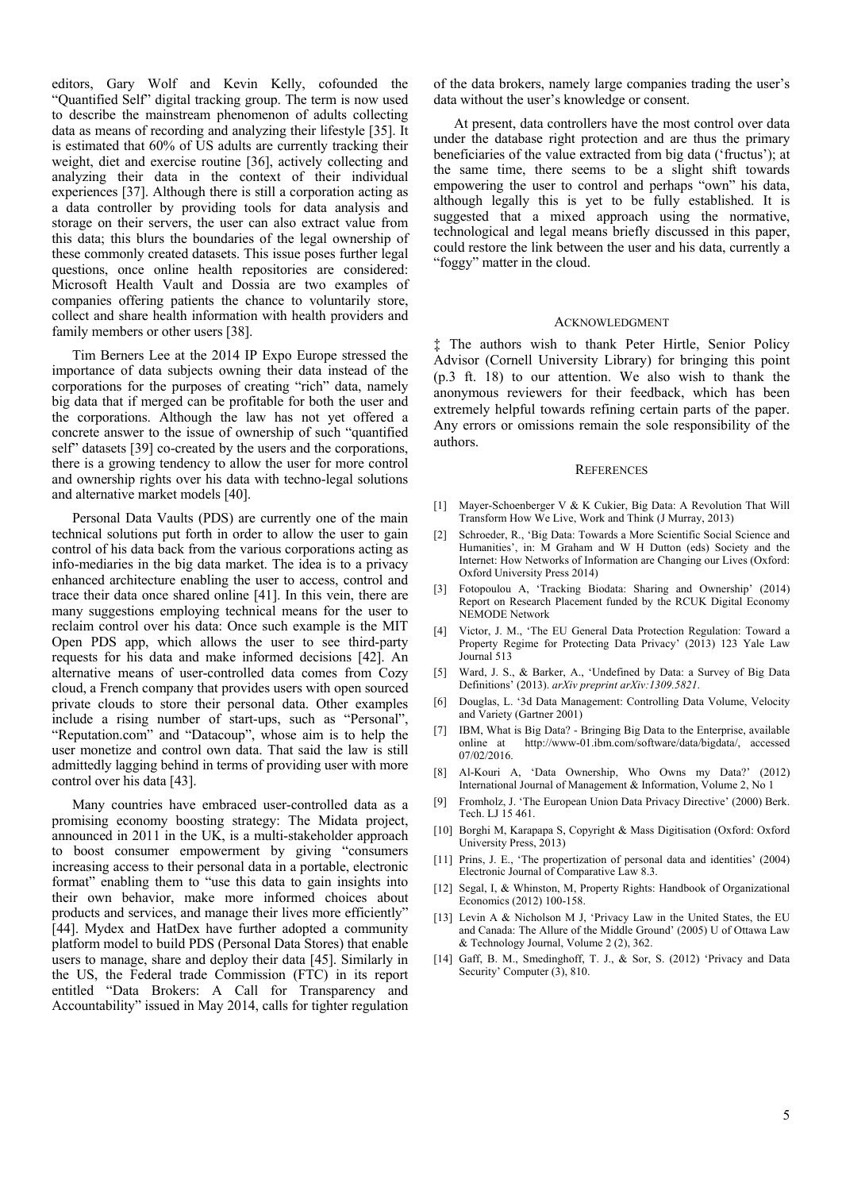editors, Gary Wolf and Kevin Kelly, cofounded the "Quantified Self" digital tracking group. The term is now used to describe the mainstream phenomenon of adults collecting data as means of recording and analyzing their lifestyle [35]. It is estimated that 60% of US adults are currently tracking their weight, diet and exercise routine [36], actively collecting and analyzing their data in the context of their individual experiences [37]. Although there is still a corporation acting as a data controller by providing tools for data analysis and storage on their servers, the user can also extract value from this data; this blurs the boundaries of the legal ownership of these commonly created datasets. This issue poses further legal questions, once online health repositories are considered: Microsoft Health Vault and Dossia are two examples of companies offering patients the chance to voluntarily store, collect and share health information with health providers and family members or other users [38].

Tim Berners Lee at the 2014 IP Expo Europe stressed the importance of data subjects owning their data instead of the corporations for the purposes of creating "rich" data, namely big data that if merged can be profitable for both the user and the corporations. Although the law has not yet offered a concrete answer to the issue of ownership of such "quantified self" datasets [39] co-created by the users and the corporations, there is a growing tendency to allow the user for more control and ownership rights over his data with techno-legal solutions and alternative market models [40].

Personal Data Vaults (PDS) are currently one of the main technical solutions put forth in order to allow the user to gain control of his data back from the various corporations acting as info-mediaries in the big data market. The idea is to a privacy enhanced architecture enabling the user to access, control and trace their data once shared online [41]. In this vein, there are many suggestions employing technical means for the user to reclaim control over his data: Once such example is the MIT Open PDS app, which allows the user to see third-party requests for his data and make informed decisions [42]. An alternative means of user-controlled data comes from Cozy cloud, a French company that provides users with open sourced private clouds to store their personal data. Other examples include a rising number of start-ups, such as "Personal", "Reputation.com" and "Datacoup", whose aim is to help the user monetize and control own data. That said the law is still admittedly lagging behind in terms of providing user with more control over his data [43].

Many countries have embraced user-controlled data as a promising economy boosting strategy: The Midata project, announced in 2011 in the UK, is a multi-stakeholder approach to boost consumer empowerment by giving "consumers increasing access to their personal data in a portable, electronic format" enabling them to "use this data to gain insights into their own behavior, make more informed choices about products and services, and manage their lives more efficiently" [44]. Mydex and HatDex have further adopted a community platform model to build PDS (Personal Data Stores) that enable users to manage, share and deploy their data [45]. Similarly in the US, the Federal trade Commission (FTC) in its report entitled "Data Brokers: A Call for Transparency and Accountability" issued in May 2014, calls for tighter regulation of the data brokers, namely large companies trading the user's data without the user's knowledge or consent.

At present, data controllers have the most control over data under the database right protection and are thus the primary beneficiaries of the value extracted from big data ('fructus'); at the same time, there seems to be a slight shift towards empowering the user to control and perhaps "own" his data, although legally this is yet to be fully established. It is suggested that a mixed approach using the normative, technological and legal means briefly discussed in this paper, could restore the link between the user and his data, currently a "foggy" matter in the cloud.

## Acknowledgment

‡ The authors wish to thank Peter Hirtle, Senior Policy Advisor (Cornell University Library) for bringing this point (p.3 ft. 18) to our attention. We also wish to thank the anonymous reviewers for their feedback, which has been extremely helpful towards refining certain parts of the paper. Any errors or omissions remain the sole responsibility of the authors.

## References

[1] Mayer-Schoenberger V & K Cukier, Big Data: A Revolution That Will Transform How We Live, Work and Think (J Murray, 2013)

[2] Schroeder, R., 'Big Data: Towards a More Scientific Social Science and Humanities', in: M Graham and W H Dutton (eds) Society and the Internet: How Networks of Information are Changing our Lives (Oxford: Oxford University Press 2014)

[3] Fotopoulou A, 'Tracking Biodata: Sharing and Ownership' (2014) Report on Research Placement funded by the RCUK Digital Economy NEMODE Network

[4] Victor, J. M., 'The EU General Data Protection Regulation: Toward a Property Regime for Protecting Data Privacy' (2013) 123 Yale Law Journal 513

[5] Ward, J. S., & Barker, A., 'Undefined by Data: a Survey of Big Data Definitions' (2013). *arXiv preprint arXiv:1309.5821*.

[6] Douglas, L. '3d Data Management: Controlling Data Volume, Velocity and Variety (Gartner 2001)

[7] IBM, What is Big Data? - Bringing Big Data to the Enterprise, available online at http://www-01.ibm.com/software/data/bigdata/, accessed 07/02/2016.

[8] Al-Kouri A, 'Data Ownership, Who Owns my Data?' (2012) International Journal of Management & Information, Volume 2, No 1

[9] Fromholz, J. 'The European Union Data Privacy Directive' (2000) Berk. Tech. LJ 15 461.

[10] Borghi M, Karapapa S, Copyright & Mass Digitisation (Oxford: Oxford University Press, 2013)

[11] Prins, J. E., 'The propertization of personal data and identities' (2004) Electronic Journal of Comparative Law 8.3.

[12] Segal, I, & Whinston, M, Property Rights: Handbook of Organizational Economics (2012) 100-158.

[13] Levin A & Nicholson M J, 'Privacy Law in the United States, the EU and Canada: The Allure of the Middle Ground' (2005) U of Ottawa Law & Technology Journal, Volume 2 (2), 362.

[14] Gaff, B. M., Smedinghoff, T. J., & Sor, S. (2012) 'Privacy and Data Security' Computer (3), 810.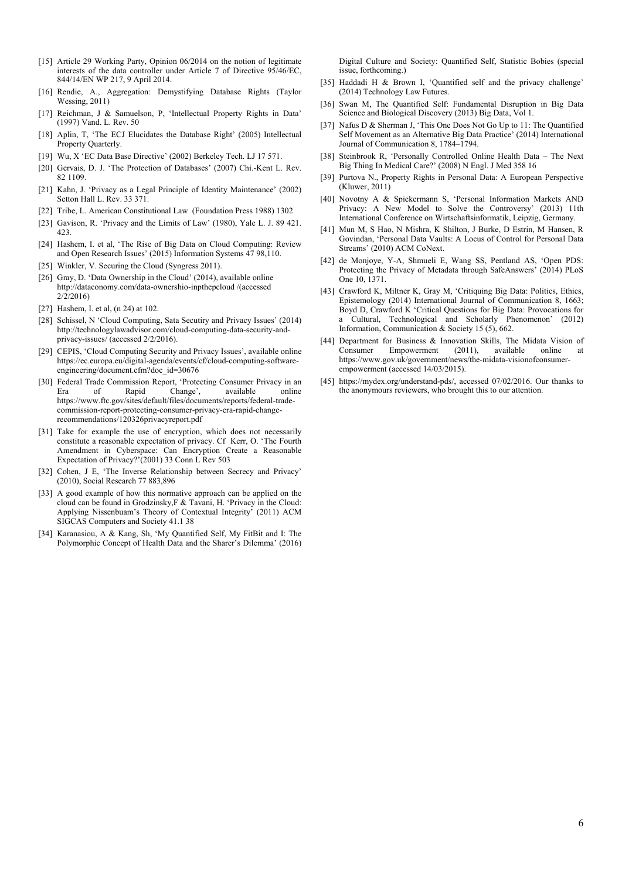[15] Article 29 Working Party, Opinion 06/2014 on the notion of legitimate interests of the data controller under Article 7 of Directive 95/46/EC, 844/14/EN WP 217, 9 April 2014.

[16] Rendie, A., Aggregation: Demystifying Database Rights (Taylor Wessing, 2011)

[17] Reichman, J & Samuelson, P, 'Intellectual Property Rights in Data' (1997) Vand. L. Rev. 50

[18] Aplin, T, 'The ECJ Elucidates the Database Right' (2005) Intellectual Property Quarterly.

[19] Wu, X 'EC Data Base Directive' (2002) Berkeley Tech. LJ 17 571.

[20] Gervais, D. J. 'The Protection of Databases' (2007) Chi.-Kent L. Rev. 82 1109.

[21] Kahn, J. 'Privacy as a Legal Principle of Identity Maintenance' (2002) Setton Hall L. Rev. 33 371.

[22] Tribe, L. American Constitutional Law (Foundation Press 1988) 1302

[23] Gavison, R. 'Privacy and the Limits of Law' (1980), Yale L. J. 89 421. 423.

[24] Hashem, I. et al, 'The Rise of Big Data on Cloud Computing: Review and Open Research Issues' (2015) Information Systems 47 98,110.

[25] Winkler, V. Securing the Cloud (Syngress 2011).

[26] Gray, D. 'Data Ownership in the Cloud' (2014), available online http://dataconomy.com/data-ownershio-inpthepcloud /(accessed 2/2/2016)

[27] Hashem, I. et al, (n 24) at 102.

[28] Schissel, N 'Cloud Computing, Sata Secutiry and Privacy Issues' (2014) http://technologylawadvisor.com/cloud-computing-data-security-and-privacy-issues/ (accessed 2/2/2016).

[29] CEPIS, 'Cloud Computing Security and Privacy Issues', available online https://ec.europa.eu/digital-agenda/events/cf/cloud-computing-software-engineering/document.cfm?doc_id=30676

[30] Federal Trade Commission Report, 'Protecting Consumer Privacy in an Era of Rapid Change', available online https://www.ftc.gov/sites/default/files/documents/reports/federal-trade-commission-report-protecting-consumer-privacy-era-rapid-change-recommendations/120326privacyreport.pdf

[31] Take for example the use of encryption, which does not necessarily constitute a reasonable expectation of privacy. Cf Kerr, O. 'The Fourth Amendment in Cyberspace: Can Encryption Create a Reasonable Expectation of Privacy?'(2001) 33 Conn L Rev 503

[32] Cohen, J E, 'The Inverse Relationship between Secrecy and Privacy' (2010), Social Research 77 883,896

[33] A good example of how this normative approach can be applied on the cloud can be found in Grodzinsky,F & Tavani, H. 'Privacy in the Cloud: Applying Nissenbuam's Theory of Contextual Integrity' (2011) ACM SIGCAS Computers and Society 41.1 38

[34] Karanasiou, A & Kang, Sh, 'My Quantified Self, My FitBit and I: The Polymorphic Concept of Health Data and the Sharer's Dilemma' (2016) Digital Culture and Society: Quantified Self, Statistic Bobies (special issue, forthcoming.)

[35] Haddadi H & Brown I, 'Quantified self and the privacy challenge' (2014) Technology Law Futures.

[36] Swan M, The Quantified Self: Fundamental Disruption in Big Data Science and Biological Discovery (2013) Big Data, Vol 1.

[37] Nafus D & Sherman J, 'This One Does Not Go Up to 11: The Quantified Self Movement as an Alternative Big Data Practice' (2014) International Journal of Communication 8, 1784–1794.

[38] Steinbrook R, 'Personally Controlled Online Health Data – The Next Big Thing In Medical Care?' (2008) N Engl. J Med 358 16

[39] Purtova N., Property Rights in Personal Data: A European Perspective (Kluwer, 2011)

[40] Novotny A & Spiekermann S, 'Personal Information Markets AND Privacy: A New Model to Solve the Controversy' (2013) 11th International Conference on Wirtschaftsinformatik, Leipzig, Germany.

[41] Mun M, S Hao, N Mishra, K Shilton, J Burke, D Estrin, M Hansen, R Govindan, 'Personal Data Vaults: A Locus of Control for Personal Data Streams' (2010) ACM CoNext.

[42] de Monjoye, Y-A, Shmueli E, Wang SS, Pentland AS, 'Open PDS: Protecting the Privacy of Metadata through SafeAnswers' (2014) PLoS One 10, 1371.

[43] Crawford K, Miltner K, Gray M, 'Critiquing Big Data: Politics, Ethics, Epistemology (2014) International Journal of Communication 8, 1663; Boyd D, Crawford K 'Critical Questions for Big Data: Provocations for a Cultural, Technological and Scholarly Phenomenon' (2012) Information, Communication & Society 15 (5), 662.

[44] Department for Business & Innovation Skills, The Midata Vision of Consumer Empowerment (2011), available online at https://www.gov.uk/government/news/the-midata-visionofconsumer-empowerment (accessed 14/03/2015).

[45] https://mydex.org/understand-pds/, accessed 07/02/2016. Our thanks to the anonymours reviewers, who brought this to our attention.